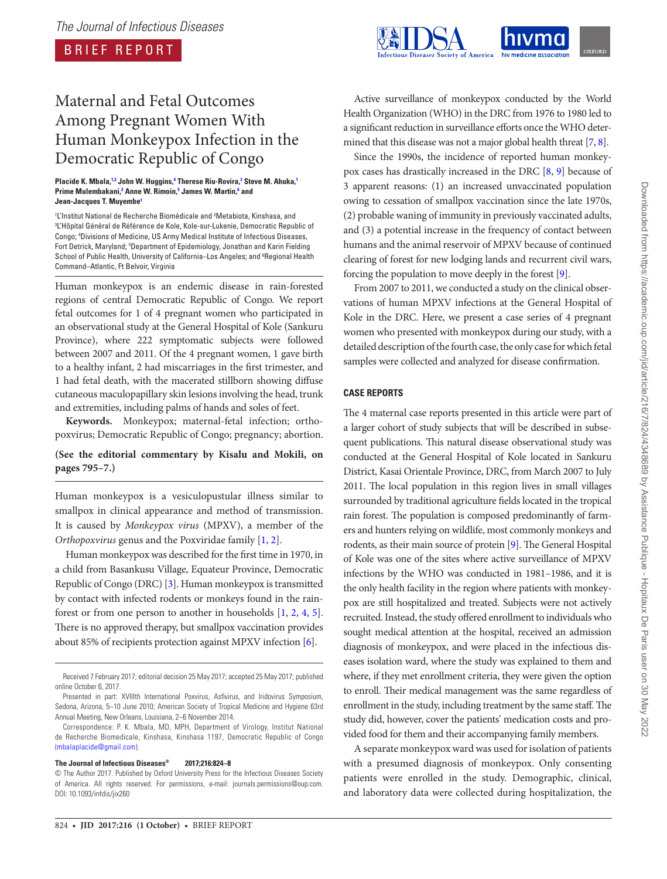The Journal of Infectious Diseases

BRIEF REPORT

# Maternal and Fetal Outcomes Among Pregnant Women With Human Monkeypox Infection in the Democratic Republic of Congo

**Placide K. Mbala,[1,2] John W. Huggins,[4] Therese Riu-Rovira,[3] Steve M. Ahuka,[1] Prime Mulembakani,[2] Anne W. Rimoin,[5] James W. Martin,[6] and Jean-Jacques T. Muyembe[1]**

[1]L'Institut National de Recherche Biomédicale and [2]Metabiota, Kinshasa, and [3]L'Hôpital Général de Référence de Kole, Kole-sur-Lukenie, Democratic Republic of Congo; [4]Divisions of Medicine, US Army Medical Institute of Infectious Diseases, Fort Detrick, Maryland; [5]Department of Epidemiology, Jonathan and Karin Fielding School of Public Health, University of California–Los Angeles; and [6]Regional Health Command–Atlantic, Ft Belvoir, Virginia

Human monkeypox is an endemic disease in rain-forested regions of central Democratic Republic of Congo. We report fetal outcomes for 1 of 4 pregnant women who participated in an observational study at the General Hospital of Kole (Sankuru Province), where 222 symptomatic subjects were followed between 2007 and 2011. Of the 4 pregnant women, 1 gave birth to a healthy infant, 2 had miscarriages in the first trimester, and 1 had fetal death, with the macerated stillborn showing diffuse cutaneous maculopapillary skin lesions involving the head, trunk and extremities, including palms of hands and soles of feet.

**Keywords.** Monkeypox; maternal-fetal infection; orthopoxvirus; Democratic Republic of Congo; pregnancy; abortion.

**(See the editorial commentary by Kisalu and Mokili, on pages 795–7.)**

Human monkeypox is a vesiculopustular illness similar to smallpox in clinical appearance and method of transmission. It is caused by *Monkeypox virus* (MPXV), a member of the *Orthopoxvirus* genus and the Poxviridae family [1, 2].

Human monkeypox was described for the first time in 1970, in a child from Basankusu Village, Equateur Province, Democratic Republic of Congo (DRC) [3]. Human monkeypox is transmitted by contact with infected rodents or monkeys found in the rainforest or from one person to another in households [1, 2, 4, 5]. There is no approved therapy, but smallpox vaccination provides about 85% of recipients protection against MPXV infection [6].

Received 7 February 2017; editorial decision 25 May 2017; accepted 25 May 2017; published online October 6, 2017.

Presented in part: XVIIIth International Poxvirus, Asfivirus, and Iridovirus Symposium, Sedona, Arizona, 5–10 June 2010; American Society of Tropical Medicine and Hygiene 63rd Annual Meeting, New Orleans, Louisiana, 2–6 November 2014.

Correspondence: P. K. Mbala, MD, MPH, Department of Virology, Institut National de Recherche Biomedicale, Kinshasa, Kinshasa 1197, Democratic Republic of Congo (mbalaplacide@gmail.com).

**The Journal of Infectious Diseases® 2017;216:824–8**

© The Author 2017. Published by Oxford University Press for the Infectious Diseases Society of America. All rights reserved. For permissions, e-mail: journals.permissions@oup.com. DOI: 10.1093/infdis/jix260

Active surveillance of monkeypox conducted by the World Health Organization (WHO) in the DRC from 1976 to 1980 led to a significant reduction in surveillance efforts once the WHO determined that this disease was not a major global health threat [7, 8].

Since the 1990s, the incidence of reported human monkeypox cases has drastically increased in the DRC [8, 9] because of 3 apparent reasons: (1) an increased unvaccinated population owing to cessation of smallpox vaccination since the late 1970s, (2) probable waning of immunity in previously vaccinated adults, and (3) a potential increase in the frequency of contact between humans and the animal reservoir of MPXV because of continued clearing of forest for new lodging lands and recurrent civil wars, forcing the population to move deeply in the forest [9].

From 2007 to 2011, we conducted a study on the clinical observations of human MPXV infections at the General Hospital of Kole in the DRC. Here, we present a case series of 4 pregnant women who presented with monkeypox during our study, with a detailed description of the fourth case, the only case for which fetal samples were collected and analyzed for disease confirmation.

## CASE REPORTS

The 4 maternal case reports presented in this article were part of a larger cohort of study subjects that will be described in subsequent publications. This natural disease observational study was conducted at the General Hospital of Kole located in Sankuru District, Kasai Orientale Province, DRC, from March 2007 to July 2011. The local population in this region lives in small villages surrounded by traditional agriculture fields located in the tropical rain forest. The population is composed predominantly of farmers and hunters relying on wildlife, most commonly monkeys and rodents, as their main source of protein [9]. The General Hospital of Kole was one of the sites where active surveillance of MPXV infections by the WHO was conducted in 1981–1986, and it is the only health facility in the region where patients with monkeypox are still hospitalized and treated. Subjects were not actively recruited. Instead, the study offered enrollment to individuals who sought medical attention at the hospital, received an admission diagnosis of monkeypox, and were placed in the infectious diseases isolation ward, where the study was explained to them and where, if they met enrollment criteria, they were given the option to enroll. Their medical management was the same regardless of enrollment in the study, including treatment by the same staff. The study did, however, cover the patients' medication costs and provided food for them and their accompanying family members.

A separate monkeypox ward was used for isolation of patients with a presumed diagnosis of monkeypox. Only consenting patients were enrolled in the study. Demographic, clinical, and laboratory data were collected during hospitalization, the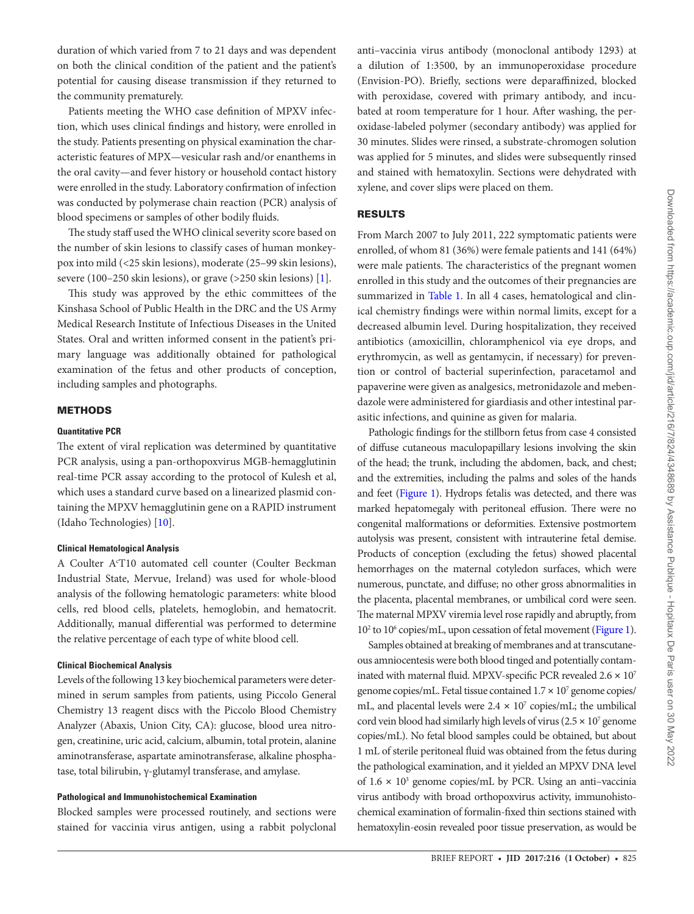duration of which varied from 7 to 21 days and was dependent on both the clinical condition of the patient and the patient's potential for causing disease transmission if they returned to the community prematurely.

Patients meeting the WHO case definition of MPXV infection, which uses clinical findings and history, were enrolled in the study. Patients presenting on physical examination the characteristic features of MPX—vesicular rash and/or enanthems in the oral cavity—and fever history or household contact history were enrolled in the study. Laboratory confirmation of infection was conducted by polymerase chain reaction (PCR) analysis of blood specimens or samples of other bodily fluids.

The study staff used the WHO clinical severity score based on the number of skin lesions to classify cases of human monkeypox into mild (<25 skin lesions), moderate (25–99 skin lesions), severe (100–250 skin lesions), or grave (>250 skin lesions) [1].

This study was approved by the ethic committees of the Kinshasa School of Public Health in the DRC and the US Army Medical Research Institute of Infectious Diseases in the United States. Oral and written informed consent in the patient's primary language was additionally obtained for pathological examination of the fetus and other products of conception, including samples and photographs.

## METHODS

### Quantitative PCR

The extent of viral replication was determined by quantitative PCR analysis, using a pan-orthopoxvirus MGB-hemagglutinin real-time PCR assay according to the protocol of Kulesh et al, which uses a standard curve based on a linearized plasmid containing the MPXV hemagglutinin gene on a RAPID instrument (Idaho Technologies) [10].

### Clinical Hematological Analysis

A Coulter A[c]T10 automated cell counter (Coulter Beckman Industrial State, Mervue, Ireland) was used for whole-blood analysis of the following hematologic parameters: white blood cells, red blood cells, platelets, hemoglobin, and hematocrit. Additionally, manual differential was performed to determine the relative percentage of each type of white blood cell.

### Clinical Biochemical Analysis

Levels of the following 13 key biochemical parameters were determined in serum samples from patients, using Piccolo General Chemistry 13 reagent discs with the Piccolo Blood Chemistry Analyzer (Abaxis, Union City, CA): glucose, blood urea nitrogen, creatinine, uric acid, calcium, albumin, total protein, alanine aminotransferase, aspartate aminotransferase, alkaline phosphatase, total bilirubin, γ-glutamyl transferase, and amylase.

### Pathological and Immunohistochemical Examination

Blocked samples were processed routinely, and sections were stained for vaccinia virus antigen, using a rabbit polyclonal anti–vaccinia virus antibody (monoclonal antibody 1293) at a dilution of 1:3500, by an immunoperoxidase procedure (Envision-PO). Briefly, sections were deparaffinized, blocked with peroxidase, covered with primary antibody, and incubated at room temperature for 1 hour. After washing, the peroxidase-labeled polymer (secondary antibody) was applied for 30 minutes. Slides were rinsed, a substrate-chromogen solution was applied for 5 minutes, and slides were subsequently rinsed and stained with hematoxylin. Sections were dehydrated with xylene, and cover slips were placed on them.

## RESULTS

From March 2007 to July 2011, 222 symptomatic patients were enrolled, of whom 81 (36%) were female patients and 141 (64%) were male patients. The characteristics of the pregnant women enrolled in this study and the outcomes of their pregnancies are summarized in Table 1. In all 4 cases, hematological and clinical chemistry findings were within normal limits, except for a decreased albumin level. During hospitalization, they received antibiotics (amoxicillin, chloramphenicol via eye drops, and erythromycin, as well as gentamycin, if necessary) for prevention or control of bacterial superinfection, paracetamol and papaverine were given as analgesics, metronidazole and mebendazole were administered for giardiasis and other intestinal parasitic infections, and quinine as given for malaria.

Pathologic findings for the stillborn fetus from case 4 consisted of diffuse cutaneous maculopapillary lesions involving the skin of the head; the trunk, including the abdomen, back, and chest; and the extremities, including the palms and soles of the hands and feet (Figure 1). Hydrops fetalis was detected, and there was marked hepatomegaly with peritoneal effusion. There were no congenital malformations or deformities. Extensive postmortem autolysis was present, consistent with intrauterine fetal demise. Products of conception (excluding the fetus) showed placental hemorrhages on the maternal cotyledon surfaces, which were numerous, punctate, and diffuse; no other gross abnormalities in the placenta, placental membranes, or umbilical cord were seen. The maternal MPXV viremia level rose rapidly and abruptly, from $10^2$ to $10^6$ copies/mL, upon cessation of fetal movement (Figure 1).

Samples obtained at breaking of membranes and at transcutaneous amniocentesis were both blood tinged and potentially contaminated with maternal fluid. MPXV-specific PCR revealed $2.6 \times 10^7$ genome copies/mL. Fetal tissue contained $1.7 \times 10^7$ genome copies/mL, and placental levels were $2.4 \times 10^7$ copies/mL; the umbilical cord vein blood had similarly high levels of virus ($2.5 \times 10^7$ genome copies/mL). No fetal blood samples could be obtained, but about 1 mL of sterile peritoneal fluid was obtained from the fetus during the pathological examination, and it yielded an MPXV DNA level of $1.6 \times 10^3$ genome copies/mL by PCR. Using an anti–vaccinia virus antibody with broad orthopoxvirus activity, immunohistochemical examination of formalin-fixed thin sections stained with hematoxylin-eosin revealed poor tissue preservation, as would be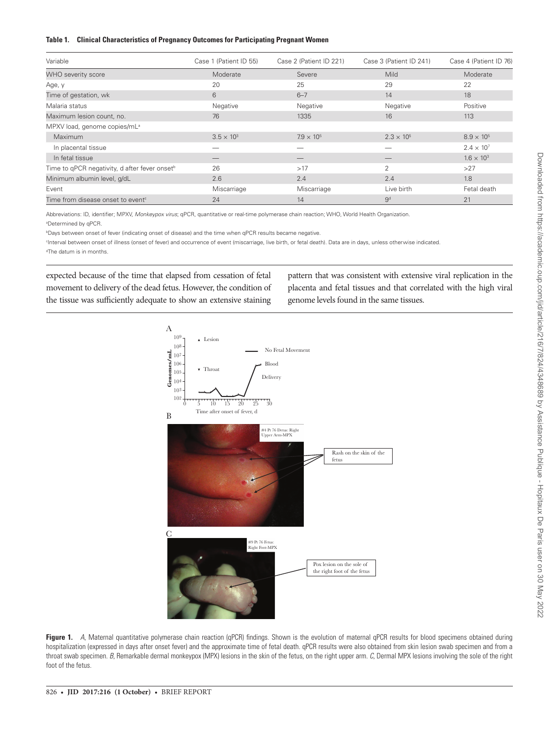**Table 1. Clinical Characteristics of Pregnancy Outcomes for Participating Pregnant Women**

| Variable | Case 1 (Patient ID 55) | Case 2 (Patient ID 221) | Case 3 (Patient ID 241) | Case 4 (Patient ID 76) |
|---|---|---|---|---|
| WHO severity score | Moderate | Severe | Mild | Moderate |
| Age, y | 20 | 25 | 29 | 22 |
| Time of gestation, wk | 6 | 6–7 | 14 | 18 |
| Malaria status | Negative | Negative | Negative | Positive |
| Maximum lesion count, no. | 76 | 1335 | 16 | 113 |
| MPXV load, genome copies/mL[a] | | | | |
| Maximum | $3.5 \times 10^3$ | $7.9 \times 10^5$ | $2.3 \times 10^5$ | $8.9 \times 10^5$ |
| In placental tissue | — | — | — | $2.4 \times 10^7$ |
| In fetal tissue | — | — | — | $1.6 \times 10^3$ |
| Time to qPCR negativity, d after fever onset[b] | 26 | >17 | 2 | >27 |
| Minimum albumin level, g/dL | 2.6 | 2.4 | 2.4 | 1.8 |
| Event | Miscarriage | Miscarriage | Live birth | Fetal death |
| Time from disease onset to event[c] | 24 | 14 | 9[d] | 21 |

Abbreviations: ID, identifier; MPXV, *Monkeypox virus*; qPCR, quantitative or real-time polymerase chain reaction; WHO, World Health Organization.

[a]Determined by qPCR.

[b]Days between onset of fever (indicating onset of disease) and the time when qPCR results became negative.

[c]Interval between onset of illness (onset of fever) and occurrence of event (miscarriage, live birth, or fetal death). Data are in days, unless otherwise indicated.

[d]The datum is in months.

expected because of the time that elapsed from cessation of fetal movement to delivery of the dead fetus. However, the condition of the tissue was sufficiently adequate to show an extensive staining pattern that was consistent with extensive viral replication in the placenta and fetal tissues and that correlated with the high viral genome levels found in the same tissues.

**Figure 1.** *A*, Maternal quantitative polymerase chain reaction (qPCR) findings. Shown is the evolution of maternal qPCR results for blood specimens obtained during hospitalization (expressed in days after onset fever) and the approximate time of fetal death. qPCR results were also obtained from skin lesion swab specimen and from a throat swab specimen. *B*, Remarkable dermal monkeypox (MPX) lesions in the skin of the fetus, on the right upper arm. *C*, Dermal MPX lesions involving the sole of the right foot of the fetus.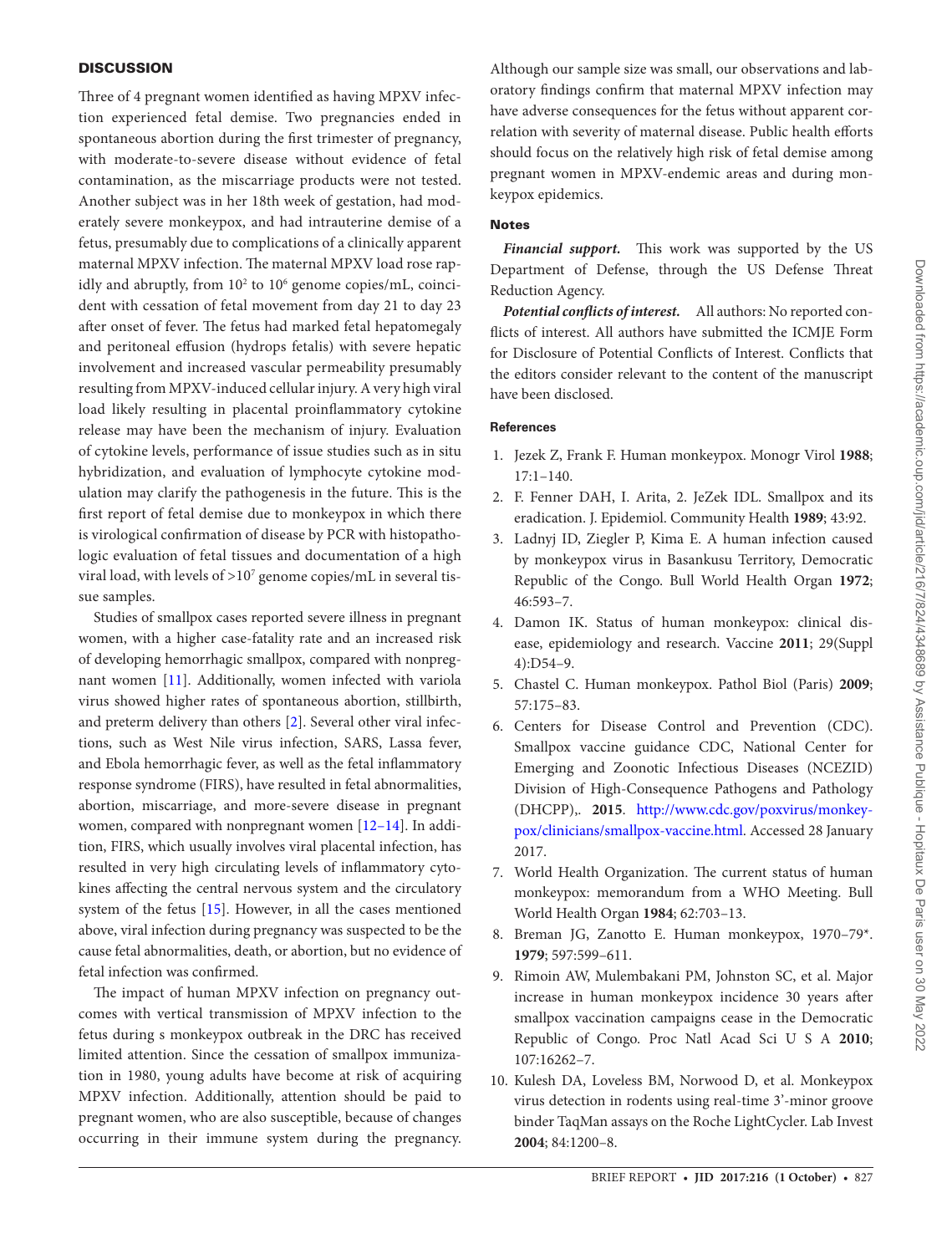## DISCUSSION

Three of 4 pregnant women identified as having MPXV infection experienced fetal demise. Two pregnancies ended in spontaneous abortion during the first trimester of pregnancy, with moderate-to-severe disease without evidence of fetal contamination, as the miscarriage products were not tested. Another subject was in her 18th week of gestation, had moderately severe monkeypox, and had intrauterine demise of a fetus, presumably due to complications of a clinically apparent maternal MPXV infection. The maternal MPXV load rose rapidly and abruptly, from $10^2$ to $10^6$ genome copies/mL, coincident with cessation of fetal movement from day 21 to day 23 after onset of fever. The fetus had marked fetal hepatomegaly and peritoneal effusion (hydrops fetalis) with severe hepatic involvement and increased vascular permeability presumably resulting from MPXV-induced cellular injury. A very high viral load likely resulting in placental proinflammatory cytokine release may have been the mechanism of injury. Evaluation of cytokine levels, performance of issue studies such as in situ hybridization, and evaluation of lymphocyte cytokine modulation may clarify the pathogenesis in the future. This is the first report of fetal demise due to monkeypox in which there is virological confirmation of disease by PCR with histopathologic evaluation of fetal tissues and documentation of a high viral load, with levels of $>10^7$ genome copies/mL in several tissue samples.

Studies of smallpox cases reported severe illness in pregnant women, with a higher case-fatality rate and an increased risk of developing hemorrhagic smallpox, compared with nonpregnant women [11]. Additionally, women infected with variola virus showed higher rates of spontaneous abortion, stillbirth, and preterm delivery than others [2]. Several other viral infections, such as West Nile virus infection, SARS, Lassa fever, and Ebola hemorrhagic fever, as well as the fetal inflammatory response syndrome (FIRS), have resulted in fetal abnormalities, abortion, miscarriage, and more-severe disease in pregnant women, compared with nonpregnant women [12–14]. In addition, FIRS, which usually involves viral placental infection, has resulted in very high circulating levels of inflammatory cytokines affecting the central nervous system and the circulatory system of the fetus [15]. However, in all the cases mentioned above, viral infection during pregnancy was suspected to be the cause fetal abnormalities, death, or abortion, but no evidence of fetal infection was confirmed.

The impact of human MPXV infection on pregnancy outcomes with vertical transmission of MPXV infection to the fetus during s monkeypox outbreak in the DRC has received limited attention. Since the cessation of smallpox immunization in 1980, young adults have become at risk of acquiring MPXV infection. Additionally, attention should be paid to pregnant women, who are also susceptible, because of changes occurring in their immune system during the pregnancy. Although our sample size was small, our observations and laboratory findings confirm that maternal MPXV infection may have adverse consequences for the fetus without apparent correlation with severity of maternal disease. Public health efforts should focus on the relatively high risk of fetal demise among pregnant women in MPXV-endemic areas and during monkeypox epidemics.

### Notes

***Financial support.*** This work was supported by the US Department of Defense, through the US Defense Threat Reduction Agency.

***Potential conflicts of interest.*** All authors: No reported conflicts of interest. All authors have submitted the ICMJE Form for Disclosure of Potential Conflicts of Interest. Conflicts that the editors consider relevant to the content of the manuscript have been disclosed.

### References

1. Jezek Z, Frank F. Human monkeypox. Monogr Virol **1988**; 17:1–140.
2. F. Fenner DAH, I. Arita, 2. JeZek IDL. Smallpox and its eradication. J. Epidemiol. Community Health **1989**; 43:92.
3. Ladnyj ID, Ziegler P, Kima E. A human infection caused by monkeypox virus in Basankusu Territory, Democratic Republic of the Congo. Bull World Health Organ **1972**; 46:593–7.
4. Damon IK. Status of human monkeypox: clinical disease, epidemiology and research. Vaccine **2011**; 29(Suppl 4):D54–9.
5. Chastel C. Human monkeypox. Pathol Biol (Paris) **2009**; 57:175–83.
6. Centers for Disease Control and Prevention (CDC). Smallpox vaccine guidance CDC, National Center for Emerging and Zoonotic Infectious Diseases (NCEZID) Division of High-Consequence Pathogens and Pathology (DHCPP),. **2015**. http://www.cdc.gov/poxvirus/monkeypox/clinicians/smallpox-vaccine.html. Accessed 28 January 2017.
7. World Health Organization. The current status of human monkeypox: memorandum from a WHO Meeting. Bull World Health Organ **1984**; 62:703–13.
8. Breman JG, Zanotto E. Human monkeypox, 1970–79*. **1979**; 597:599–611.
9. Rimoin AW, Mulembakani PM, Johnston SC, et al. Major increase in human monkeypox incidence 30 years after smallpox vaccination campaigns cease in the Democratic Republic of Congo. Proc Natl Acad Sci U S A **2010**; 107:16262–7.
10. Kulesh DA, Loveless BM, Norwood D, et al. Monkeypox virus detection in rodents using real-time 3'-minor groove binder TaqMan assays on the Roche LightCycler. Lab Invest **2004**; 84:1200–8.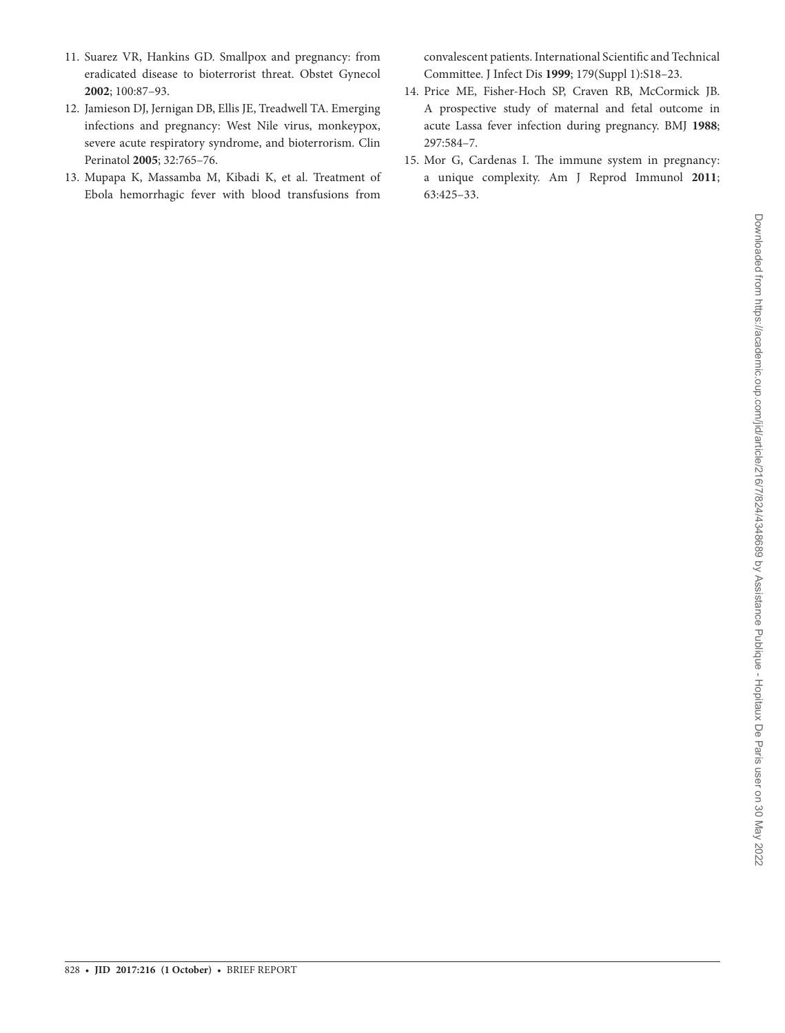11. Suarez VR, Hankins GD. Smallpox and pregnancy: from eradicated disease to bioterrorist threat. Obstet Gynecol **2002**; 100:87–93.
12. Jamieson DJ, Jernigan DB, Ellis JE, Treadwell TA. Emerging infections and pregnancy: West Nile virus, monkeypox, severe acute respiratory syndrome, and bioterrorism. Clin Perinatol **2005**; 32:765–76.
13. Mupapa K, Massamba M, Kibadi K, et al. Treatment of Ebola hemorrhagic fever with blood transfusions from convalescent patients. International Scientific and Technical Committee. J Infect Dis **1999**; 179(Suppl 1):S18–23.
14. Price ME, Fisher-Hoch SP, Craven RB, McCormick JB. A prospective study of maternal and fetal outcome in acute Lassa fever infection during pregnancy. BMJ **1988**; 297:584–7.
15. Mor G, Cardenas I. The immune system in pregnancy: a unique complexity. Am J Reprod Immunol **2011**; 63:425–33.